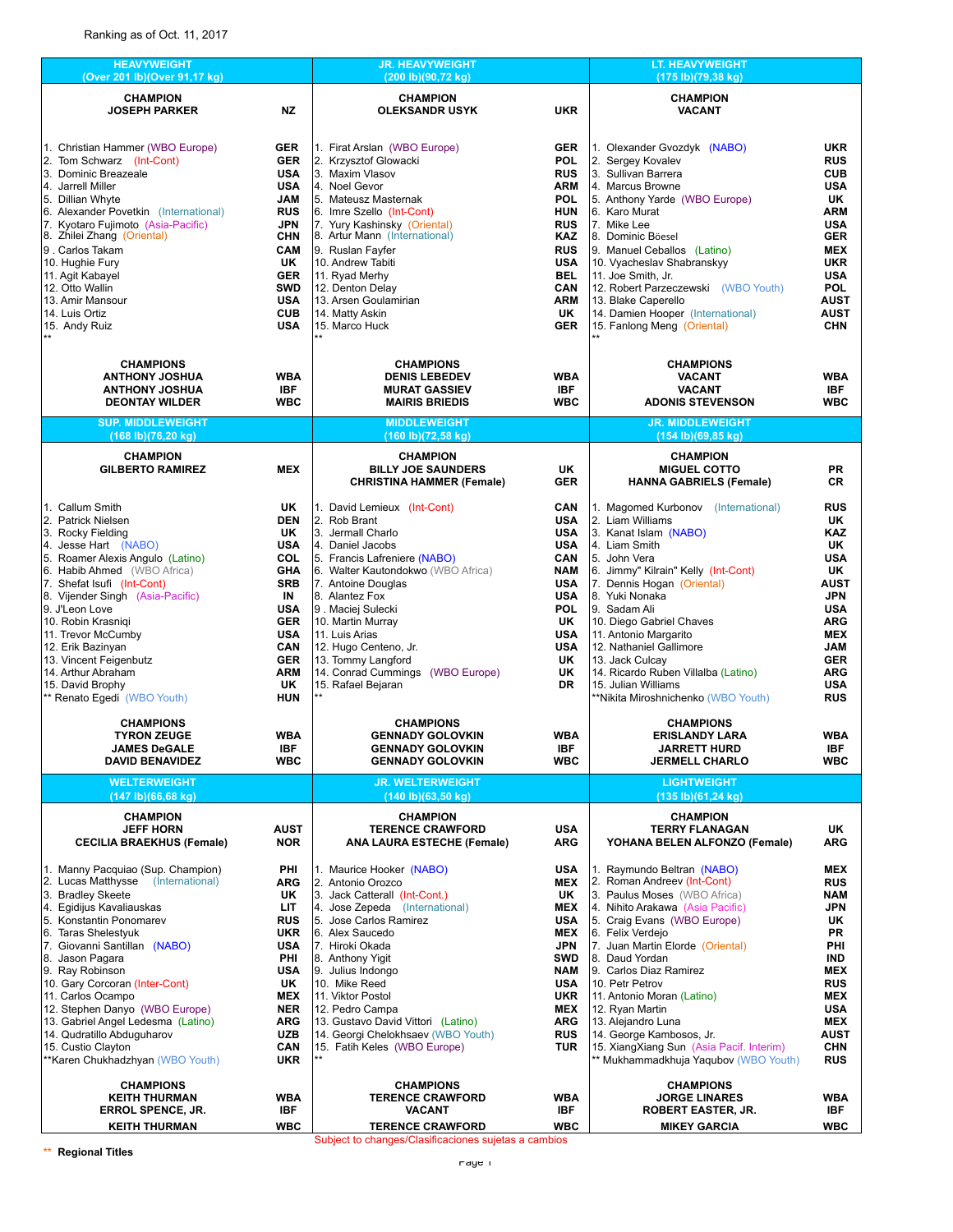Ranking as of Oct. 11, 2017

## HEAVYWEIGHT (Over 201 lb)(Over 91,17 kg)

| | | |
|---|---|---|
| **CHAMPION** | | |
| **JOSEPH PARKER** | | **NZ** |
| 1. | Christian Hammer (WBO Europe) | GER |
| 2. | Tom Schwarz (Int-Cont) | GER |
| 3. | Dominic Breazeale | USA |
| 4. | Jarrell Miller | USA |
| 5. | Dillian Whyte | JAM |
| 6. | Alexander Povetkin (International) | RUS |
| 7. | Kyotaro Fujimoto (Asia-Pacific) | JPN |
| 8. | Zhilei Zhang (Oriental) | CHN |
| 9. | Carlos Takam | CAM |
| 10. | Hughie Fury | UK |
| 11. | Agit Kabayel | GER |
| 12. | Otto Wallin | SWD |
| 13. | Amir Mansour | USA |
| 14. | Luis Ortiz | CUB |
| 15. | Andy Ruiz | USA |
| ** | | |

| CHAMPIONS | |
|---|---|
| ANTHONY JOSHUA | WBA |
| ANTHONY JOSHUA | IBF |
| DEONTAY WILDER | WBC |

## JR. HEAVYWEIGHT (200 lb)(90,72 kg)

| | | |
|---|---|---|
| **CHAMPION** | | |
| **OLEKSANDR USYK** | | **UKR** |
| 1. | Firat Arslan (WBO Europe) | GER |
| 2. | Krzysztof Glowacki | POL |
| 3. | Maxim Vlasov | RUS |
| 4. | Noel Gevor | ARM |
| 5. | Mateusz Masternak | POL |
| 6. | Imre Szello (Int-Cont) | HUN |
| 7. | Yury Kashinsky (Oriental) | RUS |
| 8. | Artur Mann (International) | KAZ |
| 9. | Ruslan Fayfer | RUS |
| 10. | Andrew Tabiti | USA |
| 11. | Ryad Merhy | BEL |
| 12. | Denton Delay | CAN |
| 13. | Arsen Goulamirian | ARM |
| 14. | Matty Askin | UK |
| 15. | Marco Huck | GER |
| ** | | |

| CHAMPIONS | |
|---|---|
| DENIS LEBEDEV | WBA |
| MURAT GASSIEV | IBF |
| MAIRIS BRIEDIS | WBC |

## LT. HEAVYWEIGHT (175 lb)(79,38 kg)

| | | |
|---|---|---|
| **CHAMPION** | | |
| **VACANT** | | |
| 1. | Olexander Gvozdyk (NABO) | UKR |
| 2. | Sergey Kovalev | RUS |
| 3. | Sullivan Barrera | CUB |
| 4. | Marcus Browne | USA |
| 5. | Anthony Yarde (WBO Europe) | UK |
| 6. | Karo Murat | ARM |
| 7. | Mike Lee | USA |
| 8. | Dominic Böesel | GER |
| 9. | Manuel Ceballos (Latino) | MEX |
| 10. | Vyacheslav Shabranskyy | UKR |
| 11. | Joe Smith, Jr. | USA |
| 12. | Robert Parzeczewski (WBO Youth) | POL |
| 13. | Blake Caperello | AUST |
| 14. | Damien Hooper (International) | AUST |
| 15. | Fanlong Meng (Oriental) | CHN |
| ** | | |

| CHAMPIONS | |
|---|---|
| VACANT | WBA |
| VACANT | IBF |
| ADONIS STEVENSON | WBC |

## SUP. MIDDLEWEIGHT (168 lb)(76,20 kg)

| | | |
|---|---|---|
| **CHAMPION** | | |
| **GILBERTO RAMIREZ** | | **MEX** |
| 1. | Callum Smith | UK |
| 2. | Patrick Nielsen | DEN |
| 3. | Rocky Fielding | UK |
| 4. | Jesse Hart (NABO) | USA |
| 5. | Roamer Alexis Angulo (Latino) | COL |
| 6. | Habib Ahmed (WBO Africa) | GHA |
| 7. | Shefat Isufi (Int-Cont) | SRB |
| 8. | Vijender Singh (Asia-Pacific) | IN |
| 9. | J'Leon Love | USA |
| 10. | Robin Krasniqi | GER |
| 11. | Trevor McCumby | USA |
| 12. | Erik Bazinyan | CAN |
| 13. | Vincent Feigenbutz | GER |
| 14. | Arthur Abraham | ARM |
| 15. | David Brophy | UK |
| ** | Renato Egedi (WBO Youth) | HUN |

| CHAMPIONS | |
|---|---|
| TYRON ZEUGE | WBA |
| JAMES DeGALE | IBF |
| DAVID BENAVIDEZ | WBC |

## MIDDLEWEIGHT (160 lb)(72,58 kg)

| | | |
|---|---|---|
| **CHAMPION** | | |
| **BILLY JOE SAUNDERS** | | **UK** |
| **CHRISTINA HAMMER (Female)** | | **GER** |
| 1. | David Lemieux (Int-Cont) | CAN |
| 2. | Rob Brant | USA |
| 3. | Jermall Charlo | USA |
| 4. | Daniel Jacobs | USA |
| 5. | Francis Lafreniere (NABO) | CAN |
| 6. | Walter Kautondokwo (WBO Africa) | NAM |
| 7. | Antoine Douglas | USA |
| 8. | Alantez Fox | USA |
| 9. | Maciej Sulecki | POL |
| 10. | Martin Murray | UK |
| 11. | Luis Arias | USA |
| 12. | Hugo Centeno, Jr. | USA |
| 13. | Tommy Langford | UK |
| 14. | Conrad Cummings (WBO Europe) | UK |
| 15. | Rafael Bejaran | DR |
| ** | | |

| CHAMPIONS | |
|---|---|
| GENNADY GOLOVKIN | WBA |
| GENNADY GOLOVKIN | IBF |
| GENNADY GOLOVKIN | WBC |

## JR. MIDDLEWEIGHT (154 lb)(69,85 kg)

| | | |
|---|---|---|
| **CHAMPION** | | |
| **MIGUEL COTTO** | | **PR** |
| **HANNA GABRIELS (Female)** | | **CR** |
| 1. | Magomed Kurbonov (International) | RUS |
| 2. | Liam Williams | UK |
| 3. | Kanat Islam (NABO) | KAZ |
| 4. | Liam Smith | UK |
| 5. | John Vera | USA |
| 6. | Jimmy" Kilrain" Kelly (Int-Cont) | UK |
| 7. | Dennis Hogan (Oriental) | AUST |
| 8. | Yuki Nonaka | JPN |
| 9. | Sadam Ali | USA |
| 10. | Diego Gabriel Chaves | ARG |
| 11. | Antonio Margarito | MEX |
| 12. | Nathaniel Gallimore | JAM |
| 13. | Jack Culcay | GER |
| 14. | Ricardo Ruben Villalba (Latino) | ARG |
| 15. | Julian Williams | USA |
| ** | Nikita Miroshnichenko (WBO Youth) | RUS |

| CHAMPIONS | |
|---|---|
| ERISLANDY LARA | WBA |
| JARRETT HURD | IBF |
| JERMELL CHARLO | WBC |

## WELTERWEIGHT (147 lb)(66,68 kg)

| | | |
|---|---|---|
| **CHAMPION** | | |
| **JEFF HORN** | | **AUST** |
| **CECILIA BRAEKHUS (Female)** | | **NOR** |
| 1. | Manny Pacquiao (Sup. Champion) | PHI |
| 2. | Lucas Matthysse (International) | ARG |
| 3. | Bradley Skeete | UK |
| 4. | Egidijus Kavaliauskas | LIT |
| 5. | Konstantin Ponomarev | RUS |
| 6. | Taras Shelestyuk | UKR |
| 7. | Giovanni Santillan (NABO) | USA |
| 8. | Jason Pagara | PHI |
| 9. | Ray Robinson | USA |
| 10. | Gary Corcoran (Inter-Cont) | UK |
| 11. | Carlos Ocampo | MEX |
| 12. | Stephen Danyo (WBO Europe) | NER |
| 13. | Gabriel Angel Ledesma (Latino) | ARG |
| 14. | Qudratillo Abduguharov | UZB |
| 15. | Custio Clayton | CAN |
| ** | Karen Chukhadzhyan (WBO Youth) | UKR |

| CHAMPIONS | |
|---|---|
| KEITH THURMAN | WBA |
| ERROL SPENCE, JR. | IBF |
| KEITH THURMAN | WBC |

## JR. WELTERWEIGHT (140 lb)(63,50 kg)

| | | |
|---|---|---|
| **CHAMPION** | | |
| **TERENCE CRAWFORD** | | **USA** |
| **ANA LAURA ESTECHE (Female)** | | **ARG** |
| 1. | Maurice Hooker (NABO) | USA |
| 2. | Antonio Orozco | MEX |
| 3. | Jack Catterall (Int-Cont.) | UK |
| 4. | Jose Zepeda (International) | MEX |
| 5. | Jose Carlos Ramirez | USA |
| 6. | Alex Saucedo | MEX |
| 7. | Hiroki Okada | JPN |
| 8. | Anthony Yigit | SWD |
| 9. | Julius Indongo | NAM |
| 10. | Mike Reed | USA |
| 11. | Viktor Postol | UKR |
| 12. | Pedro Campa | MEX |
| 13. | Gustavo David Vittori (Latino) | ARG |
| 14. | Georgi Chelokhsaev (WBO Youth) | RUS |
| 15. | Fatih Keles (WBO Europe) | TUR |
| ** | | |

| CHAMPIONS | |
|---|---|
| TERENCE CRAWFORD | WBA |
| VACANT | IBF |
| TERENCE CRAWFORD | WBC |

## LIGHTWEIGHT (135 lb)(61,24 kg)

| | | |
|---|---|---|
| **CHAMPION** | | |
| **TERRY FLANAGAN** | | **UK** |
| **YOHANA BELEN ALFONZO (Female)** | | **ARG** |
| 1. | Raymundo Beltran (NABO) | MEX |
| 2. | Roman Andreev (Int-Cont) | RUS |
| 3. | Paulus Moses (WBO Africa) | NAM |
| 4. | Nihito Arakawa (Asia Pacific) | JPN |
| 5. | Craig Evans (WBO Europe) | UK |
| 6. | Felix Verdejo | PR |
| 7. | Juan Martin Elorde (Oriental) | PHI |
| 8. | Daud Yordan | IND |
| 9. | Carlos Diaz Ramirez | MEX |
| 10. | Petr Petrov | RUS |
| 11. | Antonio Moran (Latino) | MEX |
| 12. | Ryan Martin | USA |
| 13. | Alejandro Luna | MEX |
| 14. | George Kambosos, Jr. | AUST |
| 15. | XiangXiang Sun (Asia Pacif. Interim) | CHN |
| ** | Mukhammadkhuja Yaqubov (WBO Youth) | RUS |

| CHAMPIONS | |
|---|---|
| JORGE LINARES | WBA |
| ROBERT EASTER, JR. | IBF |
| MIKEY GARCIA | WBC |

Subject to changes/Clasificaciones sujetas a cambios

** **Regional Titles**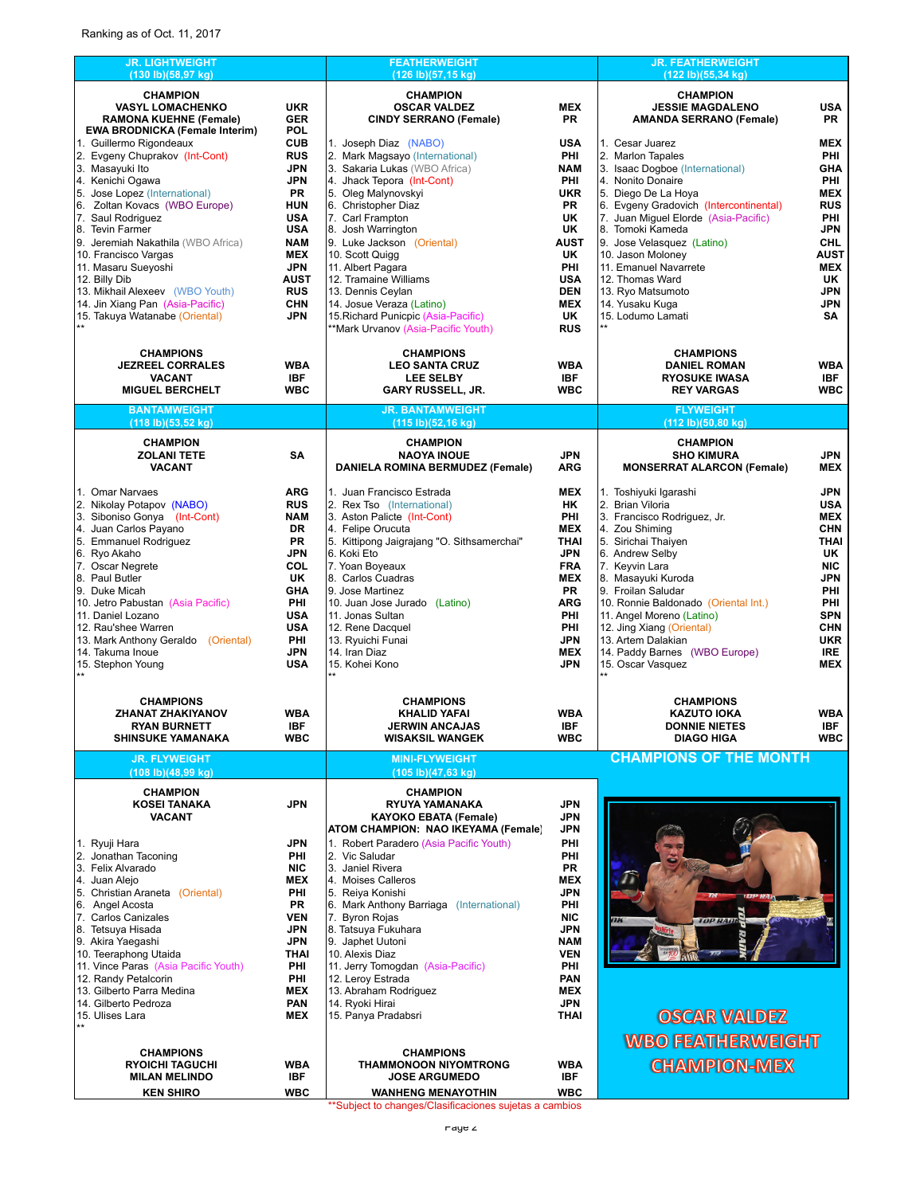Ranking as of Oct. 11, 2017

## JR. LIGHTWEIGHT (130 lb)(58,97 kg)

| | |
|---|---|
| **CHAMPION** | |
| **VASYL LOMACHENKO** | **UKR** |
| **RAMONA KUEHNE (Female)** | **GER** |
| **EWA BRODNICKA (Female Interim)** | **POL** |
| 1. Guillermo Rigondeaux | CUB |
| 2. Evgeny Chuprakov (Int-Cont) | RUS |
| 3. Masayuki Ito | JPN |
| 4. Kenichi Ogawa | JPN |
| 5. Jose Lopez (International) | PR |
| 6. Zoltan Kovacs (WBO Europe) | HUN |
| 7. Saul Rodriguez | USA |
| 8. Tevin Farmer | USA |
| 9. Jeremiah Nakathila (WBO Africa) | NAM |
| 10. Francisco Vargas | MEX |
| 11. Masaru Sueyoshi | JPN |
| 12. Billy Dib | AUST |
| 13. Mikhail Alexeev (WBO Youth) | RUS |
| 14. Jin Xiang Pan (Asia-Pacific) | CHN |
| 15. Takuya Watanabe (Oriental) | JPN |
| ** | |
| **CHAMPIONS** | |
| **JEZREEL CORRALES** | **WBA** |
| **VACANT** | **IBF** |
| **MIGUEL BERCHELT** | **WBC** |

## FEATHERWEIGHT (126 lb)(57,15 kg)

| | |
|---|---|
| **CHAMPION** | |
| **OSCAR VALDEZ** | **MEX** |
| **CINDY SERRANO (Female)** | **PR** |
| 1. Joseph Diaz (NABO) | USA |
| 2. Mark Magsayo (International) | PHI |
| 3. Sakaria Lukas (WBO Africa) | NAM |
| 4. Jhack Tepora (Int-Cont) | PHI |
| 5. Oleg Malynovskyi | UKR |
| 6. Christopher Diaz | PR |
| 7. Carl Frampton | UK |
| 8. Josh Warrington | UK |
| 9. Luke Jackson (Oriental) | AUST |
| 10. Scott Quigg | UK |
| 11. Albert Pagara | PHI |
| 12. Tramaine Williams | USA |
| 13. Dennis Ceylan | DEN |
| 14. Josue Veraza (Latino) | MEX |
| 15. Richard Punicpic (Asia-Pacific) | UK |
| **Mark Urvanov (Asia-Pacific Youth) | RUS |
| **CHAMPIONS** | |
| **LEO SANTA CRUZ** | **WBA** |
| **LEE SELBY** | **IBF** |
| **GARY RUSSELL, JR.** | **WBC** |

## JR. FEATHERWEIGHT (122 lb)(55,34 kg)

| | |
|---|---|
| **CHAMPION** | |
| **JESSIE MAGDALENO** | **USA** |
| **AMANDA SERRANO (Female)** | **PR** |
| 1. Cesar Juarez | MEX |
| 2. Marlon Tapales | PHI |
| 3. Isaac Dogboe (International) | GHA |
| 4. Nonito Donaire | PHI |
| 5. Diego De La Hoya | MEX |
| 6. Evgeny Gradovich (Intercontinental) | RUS |
| 7. Juan Miguel Elorde (Asia-Pacific) | PHI |
| 8. Tomoki Kameda | JPN |
| 9. Jose Velasquez (Latino) | CHL |
| 10. Jason Moloney | AUST |
| 11. Emanuel Navarrete | MEX |
| 12. Thomas Ward | UK |
| 13. Ryo Matsumoto | JPN |
| 14. Yusaku Kuga | JPN |
| 15. Lodumo Lamati | SA |
| ** | |
| **CHAMPIONS** | |
| **DANIEL ROMAN** | **WBA** |
| **RYOSUKE IWASA** | **IBF** |
| **REY VARGAS** | **WBC** |

## BANTAMWEIGHT (118 lb)(53,52 kg)

| | |
|---|---|
| **CHAMPION** | |
| **ZOLANI TETE** | **SA** |
| **VACANT** | |
| 1. Omar Narvaes | ARG |
| 2. Nikolay Potapov (NABO) | RUS |
| 3. Siboniso Gonya (Int-Cont) | NAM |
| 4. Juan Carlos Payano | DR |
| 5. Emmanuel Rodriguez | PR |
| 6. Ryo Akaho | JPN |
| 7. Oscar Negrete | COL |
| 8. Paul Butler | UK |
| 9. Duke Micah | GHA |
| 10. Jetro Pabustan (Asia Pacific) | PHI |
| 11. Daniel Lozano | USA |
| 12. Rau'shee Warren | USA |
| 13. Mark Anthony Geraldo (Oriental) | PHI |
| 14. Takuma Inoue | JPN |
| 15. Stephon Young | USA |
| ** | |
| **CHAMPIONS** | |
| **ZHANAT ZHAKIYANOV** | **WBA** |
| **RYAN BURNETT** | **IBF** |
| **SHINSUKE YAMANAKA** | **WBC** |

## JR. BANTAMWEIGHT (115 lb)(52,16 kg)

| | |
|---|---|
| **CHAMPION** | |
| **NAOYA INOUE** | **JPN** |
| **DANIELA ROMINA BERMUDEZ (Female)** | **ARG** |
| 1. Juan Francisco Estrada | MEX |
| 2. Rex Tso (International) | HK |
| 3. Aston Palicte (Int-Cont) | PHI |
| 4. Felipe Orucuta | MEX |
| 5. Kittipong Jaigrajang "O. Sithsamerchai" | THAI |
| 6. Koki Eto | JPN |
| 7. Yoan Boyeaux | FRA |
| 8. Carlos Cuadras | MEX |
| 9. Jose Martinez | PR |
| 10. Juan Jose Jurado (Latino) | ARG |
| 11. Jonas Sultan | PHI |
| 12. Rene Dacquel | PHI |
| 13. Ryuichi Funai | JPN |
| 14. Iran Diaz | MEX |
| 15. Kohei Kono | JPN |
| ** | |
| **CHAMPIONS** | |
| **KHALID YAFAI** | **WBA** |
| **JERWIN ANCAJAS** | **IBF** |
| **WISAKSIL WANGEK** | **WBC** |

## FLYWEIGHT (112 lb)(50,80 kg)

| | |
|---|---|
| **CHAMPION** | |
| **SHO KIMURA** | **JPN** |
| **MONSERRAT ALARCON (Female)** | **MEX** |
| 1. Toshiyuki Igarashi | JPN |
| 2. Brian Viloria | USA |
| 3. Francisco Rodriguez, Jr. | MEX |
| 4. Zou Shiming | CHN |
| 5. Sirichai Thaiyen | THAI |
| 6. Andrew Selby | UK |
| 7. Keyvin Lara | NIC |
| 8. Masayuki Kuroda | JPN |
| 9. Froilan Saludar | PHI |
| 10. Ronnie Baldonado (Oriental Int.) | PHI |
| 11. Angel Moreno (Latino) | SPN |
| 12. Jing Xiang (Oriental) | CHN |
| 13. Artem Dalakian | UKR |
| 14. Paddy Barnes (WBO Europe) | IRE |
| 15. Oscar Vasquez | MEX |
| ** | |
| **CHAMPIONS** | |
| **KAZUTO IOKA** | **WBA** |
| **DONNIE NIETES** | **IBF** |
| **DIAGO HIGA** | **WBC** |

## JR. FLYWEIGHT (108 lb)(48,99 kg)

| | |
|---|---|
| **CHAMPION** | |
| **KOSEI TANAKA** | **JPN** |
| **VACANT** | |
| 1. Ryuji Hara | JPN |
| 2. Jonathan Taconing | PHI |
| 3. Felix Alvarado | NIC |
| 4. Juan Alejo | MEX |
| 5. Christian Araneta (Oriental) | PHI |
| 6. Angel Acosta | PR |
| 7. Carlos Canizales | VEN |
| 8. Tetsuya Hisada | JPN |
| 9. Akira Yaegashi | JPN |
| 10. Teeraphong Utaida | THAI |
| 11. Vince Paras (Asia Pacific Youth) | PHI |
| 12. Randy Petalcorin | PHI |
| 13. Gilberto Parra Medina | MEX |
| 14. Gilberto Pedroza | PAN |
| 15. Ulises Lara | MEX |
| ** | |
| **CHAMPIONS** | |
| **RYOICHI TAGUCHI** | **WBA** |
| **MILAN MELINDO** | **IBF** |
| **KEN SHIRO** | **WBC** |

## MINI-FLYWEIGHT (105 lb)(47,63 kg)

| | |
|---|---|
| **CHAMPION** | |
| **RYUYA YAMANAKA** | **JPN** |
| **KAYOKO EBATA (Female)** | **JPN** |
| **ATOM CHAMPION: NAO IKEYAMA (Female)** | **JPN** |
| 1. Robert Paradero (Asia Pacific Youth) | PHI |
| 2. Vic Saludar | PHI |
| 3. Janiel Rivera | PR |
| 4. Moises Calleros | MEX |
| 5. Reiya Konishi | JPN |
| 6. Mark Anthony Barriaga (International) | PHI |
| 7. Byron Rojas | NIC |
| 8. Tatsuya Fukuhara | JPN |
| 9. Japhet Uutoni | NAM |
| 10. Alexis Diaz | VEN |
| 11. Jerry Tomogdan (Asia-Pacific) | PHI |
| 12. Leroy Estrada | PAN |
| 13. Abraham Rodriguez | MEX |
| 14. Ryoki Hirai | JPN |
| 15. Panya Pradabsri | THAI |
| **CHAMPIONS** | |
| **THAMMONOON NIYOMTRONG** | **WBA** |
| **JOSE ARGUMEDO** | **IBF** |
| **WANHENG MENAYOTHIN** | **WBC** |

## CHAMPIONS OF THE MONTH

**OSCAR VALDEZ**
**WBO FEATHERWEIGHT**
**CHAMPION-MEX**

**Subject to changes/Clasificaciones sujetas a cambios